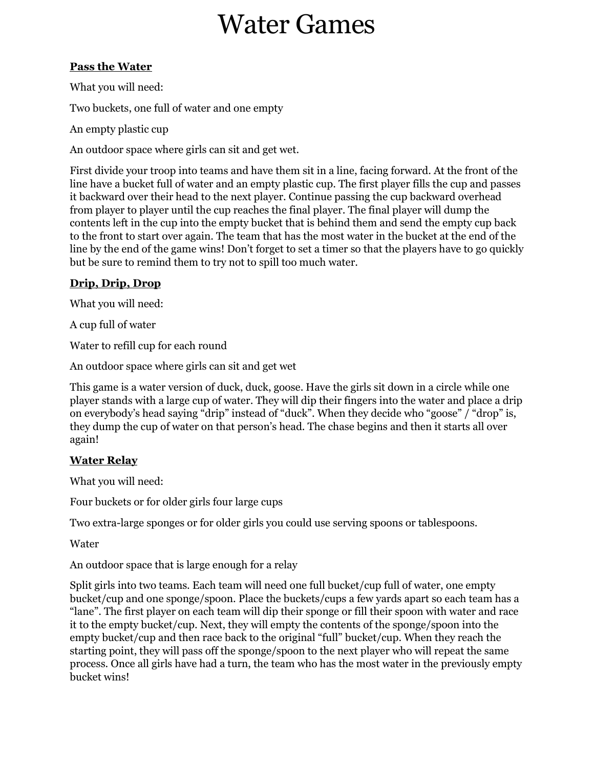# Water Games

**<u>Pass the Water</u>**

What you will need:

Two buckets, one full of water and one empty

An empty plastic cup

An outdoor space where girls can sit and get wet.

First divide your troop into teams and have them sit in a line, facing forward. At the front of the line have a bucket full of water and an empty plastic cup. The first player fills the cup and passes it backward over their head to the next player. Continue passing the cup backward overhead from player to player until the cup reaches the final player. The final player will dump the contents left in the cup into the empty bucket that is behind them and send the empty cup back to the front to start over again. The team that has the most water in the bucket at the end of the line by the end of the game wins! Don't forget to set a timer so that the players have to go quickly but be sure to remind them to try not to spill too much water.

**<u>Drip, Drip, Drop</u>**

What you will need:

A cup full of water

Water to refill cup for each round

An outdoor space where girls can sit and get wet

This game is a water version of duck, duck, goose. Have the girls sit down in a circle while one player stands with a large cup of water. They will dip their fingers into the water and place a drip on everybody's head saying "drip" instead of "duck". When they decide who "goose" / "drop" is, they dump the cup of water on that person's head. The chase begins and then it starts all over again!

**<u>Water Relay</u>**

What you will need:

Four buckets or for older girls four large cups

Two extra-large sponges or for older girls you could use serving spoons or tablespoons.

Water

An outdoor space that is large enough for a relay

Split girls into two teams. Each team will need one full bucket/cup full of water, one empty bucket/cup and one sponge/spoon. Place the buckets/cups a few yards apart so each team has a "lane". The first player on each team will dip their sponge or fill their spoon with water and race it to the empty bucket/cup. Next, they will empty the contents of the sponge/spoon into the empty bucket/cup and then race back to the original "full" bucket/cup. When they reach the starting point, they will pass off the sponge/spoon to the next player who will repeat the same process. Once all girls have had a turn, the team who has the most water in the previously empty bucket wins!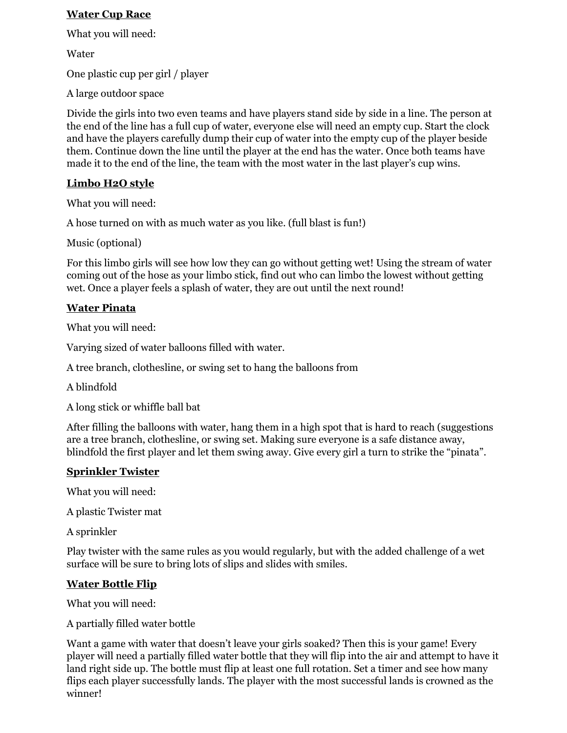**<u>Water Cup Race</u>**

What you will need:

Water

One plastic cup per girl / player

A large outdoor space

Divide the girls into two even teams and have players stand side by side in a line. The person at the end of the line has a full cup of water, everyone else will need an empty cup. Start the clock and have the players carefully dump their cup of water into the empty cup of the player beside them. Continue down the line until the player at the end has the water. Once both teams have made it to the end of the line, the team with the most water in the last player's cup wins.

**<u>Limbo H2O style</u>**

What you will need:

A hose turned on with as much water as you like. (full blast is fun!)

Music (optional)

For this limbo girls will see how low they can go without getting wet! Using the stream of water coming out of the hose as your limbo stick, find out who can limbo the lowest without getting wet. Once a player feels a splash of water, they are out until the next round!

**<u>Water Pinata</u>**

What you will need:

Varying sized of water balloons filled with water.

A tree branch, clothesline, or swing set to hang the balloons from

A blindfold

A long stick or whiffle ball bat

After filling the balloons with water, hang them in a high spot that is hard to reach (suggestions are a tree branch, clothesline, or swing set. Making sure everyone is a safe distance away, blindfold the first player and let them swing away. Give every girl a turn to strike the "pinata".

**<u>Sprinkler Twister</u>**

What you will need:

A plastic Twister mat

A sprinkler

Play twister with the same rules as you would regularly, but with the added challenge of a wet surface will be sure to bring lots of slips and slides with smiles.

**<u>Water Bottle Flip</u>**

What you will need:

A partially filled water bottle

Want a game with water that doesn't leave your girls soaked? Then this is your game! Every player will need a partially filled water bottle that they will flip into the air and attempt to have it land right side up. The bottle must flip at least one full rotation. Set a timer and see how many flips each player successfully lands. The player with the most successful lands is crowned as the winner!